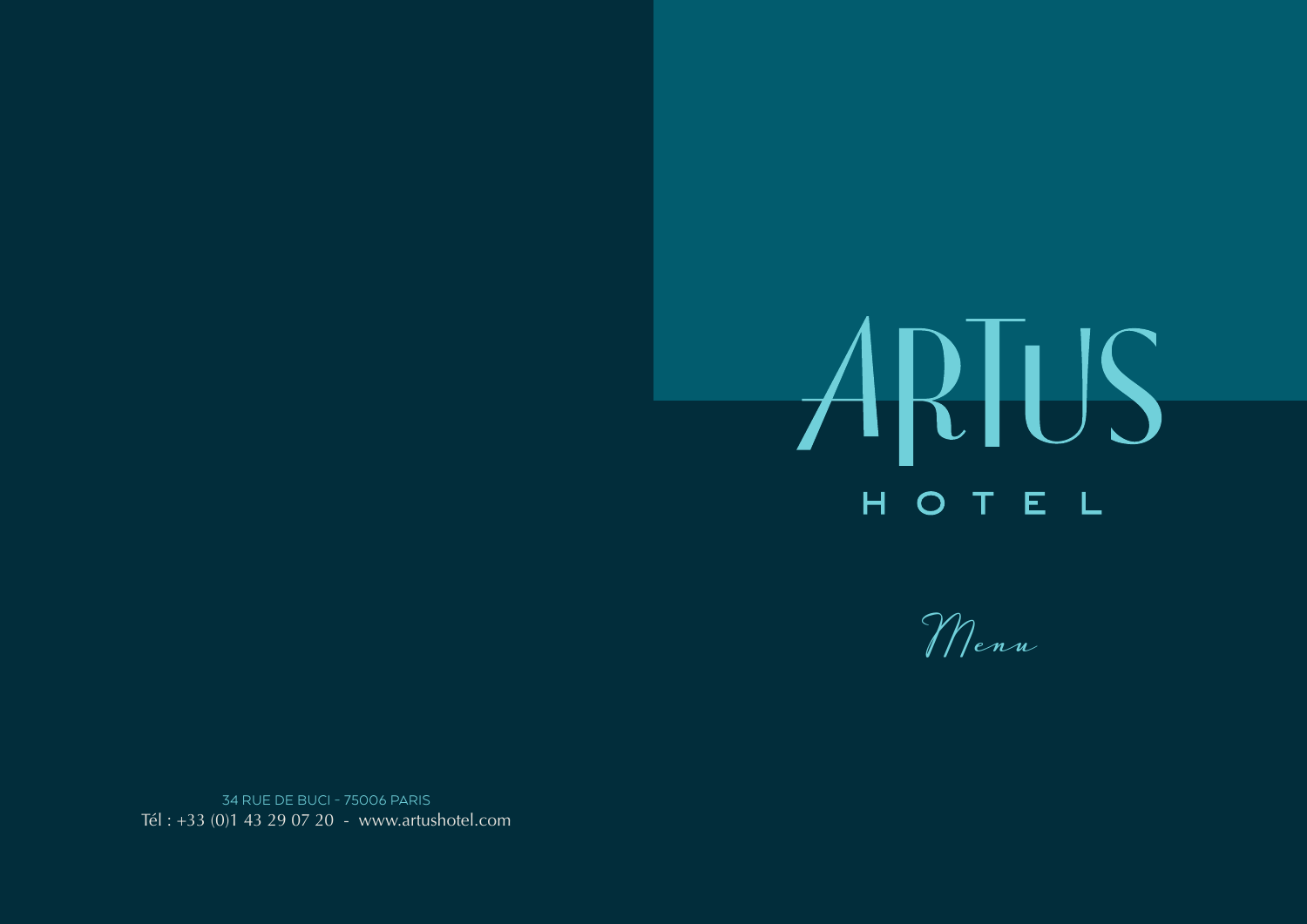# ARTUS

## HOTEL

*Menu*

34 RUE DE BUCI - 75006 PARIS
Tél : +33 (0)1 43 29 07 20 - www.artushotel.com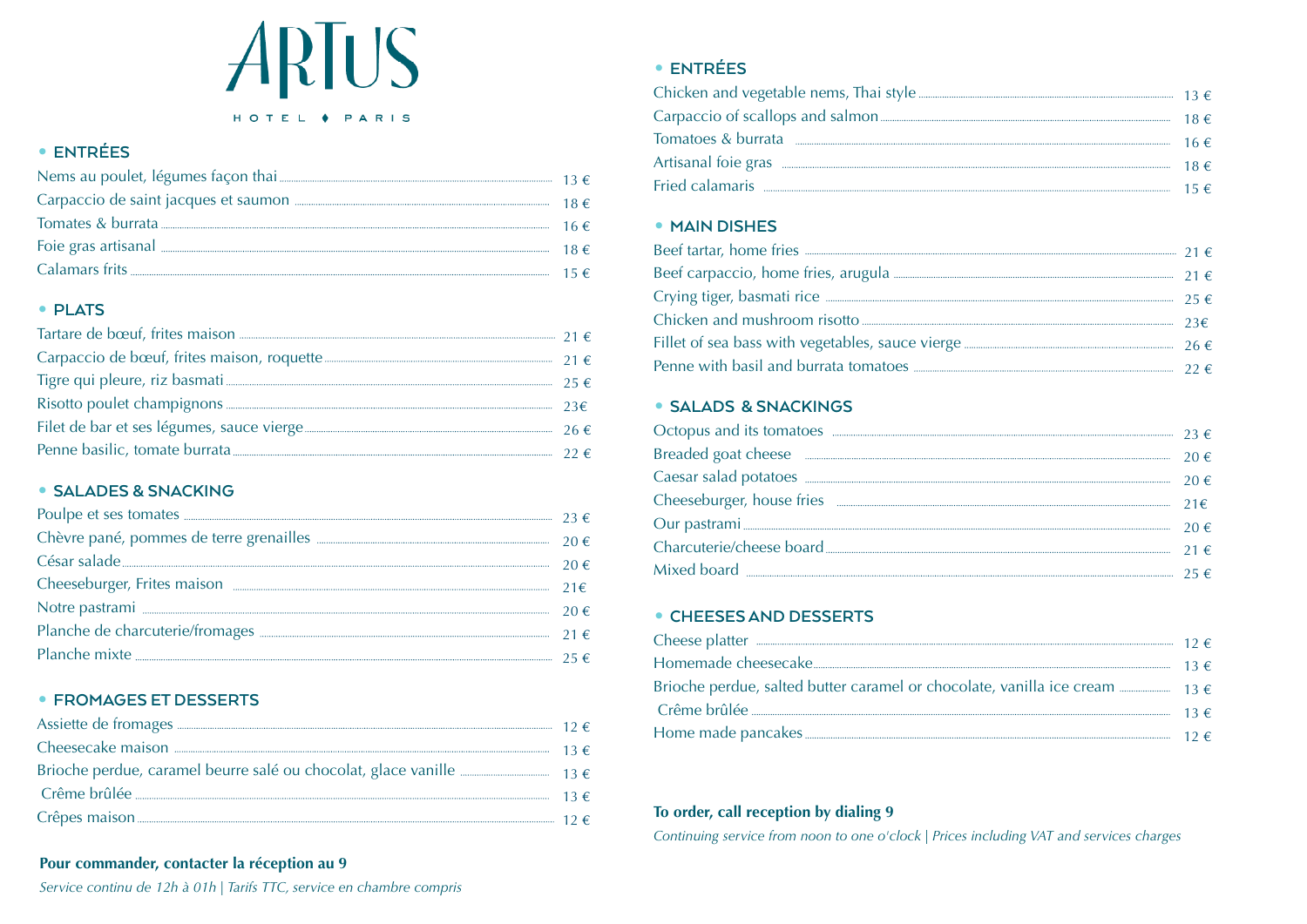# ARTUS

HOTEL ♦ PARIS

## ENTRÉES

| | |
|---|---|
| Nems au poulet, légumes façon thai | 13 € |
| Carpaccio de saint jacques et saumon | 18 € |
| Tomates & burrata | 16 € |
| Foie gras artisanal | 18 € |
| Calamars frits | 15 € |

## PLATS

| | |
|---|---|
| Tartare de bœuf, frites maison | 21 € |
| Carpaccio de bœuf, frites maison, roquette | 21 € |
| Tigre qui pleure, riz basmati | 25 € |
| Risotto poulet champignons | 23€ |
| Filet de bar et ses légumes, sauce vierge | 26 € |
| Penne basilic, tomate burrata | 22 € |

## SALADES & SNACKING

| | |
|---|---|
| Poulpe et ses tomates | 23 € |
| Chèvre pané, pommes de terre grenailles | 20 € |
| César salade | 20 € |
| Cheeseburger, Frites maison | 21€ |
| Notre pastrami | 20 € |
| Planche de charcuterie/fromages | 21 € |
| Planche mixte | 25 € |

## FROMAGES ET DESSERTS

| | |
|---|---|
| Assiette de fromages | 12 € |
| Cheesecake maison | 13 € |
| Brioche perdue, caramel beurre salé ou chocolat, glace vanille | 13 € |
| Crême brûlée | 13 € |
| Crêpes maison | 12 € |

**Pour commander, contacter la réception au 9**

*Service continu de 12h à 01h | Tarifs TTC, service en chambre compris*

## ENTRÉES

| | |
|---|---|
| Chicken and vegetable nems, Thai style | 13 € |
| Carpaccio of scallops and salmon | 18 € |
| Tomatoes & burrata | 16 € |
| Artisanal foie gras | 18 € |
| Fried calamaris | 15 € |

## MAIN DISHES

| | |
|---|---|
| Beef tartar, home fries | 21 € |
| Beef carpaccio, home fries, arugula | 21 € |
| Crying tiger, basmati rice | 25 € |
| Chicken and mushroom risotto | 23€ |
| Fillet of sea bass with vegetables, sauce vierge | 26 € |
| Penne with basil and burrata tomatoes | 22 € |

## SALADS & SNACKINGS

| | |
|---|---|
| Octopus and its tomatoes | 23 € |
| Breaded goat cheese | 20 € |
| Caesar salad potatoes | 20 € |
| Cheeseburger, house fries | 21€ |
| Our pastrami | 20 € |
| Charcuterie/cheese board | 21 € |
| Mixed board | 25 € |

## CHEESES AND DESSERTS

| | |
|---|---|
| Cheese platter | 12 € |
| Homemade cheesecake | 13 € |
| Brioche perdue, salted butter caramel or chocolate, vanilla ice cream | 13 € |
| Crême brûlée | 13 € |
| Home made pancakes | 12 € |

**To order, call reception by dialing 9**

*Continuing service from noon to one o'clock | Prices including VAT and services charges*